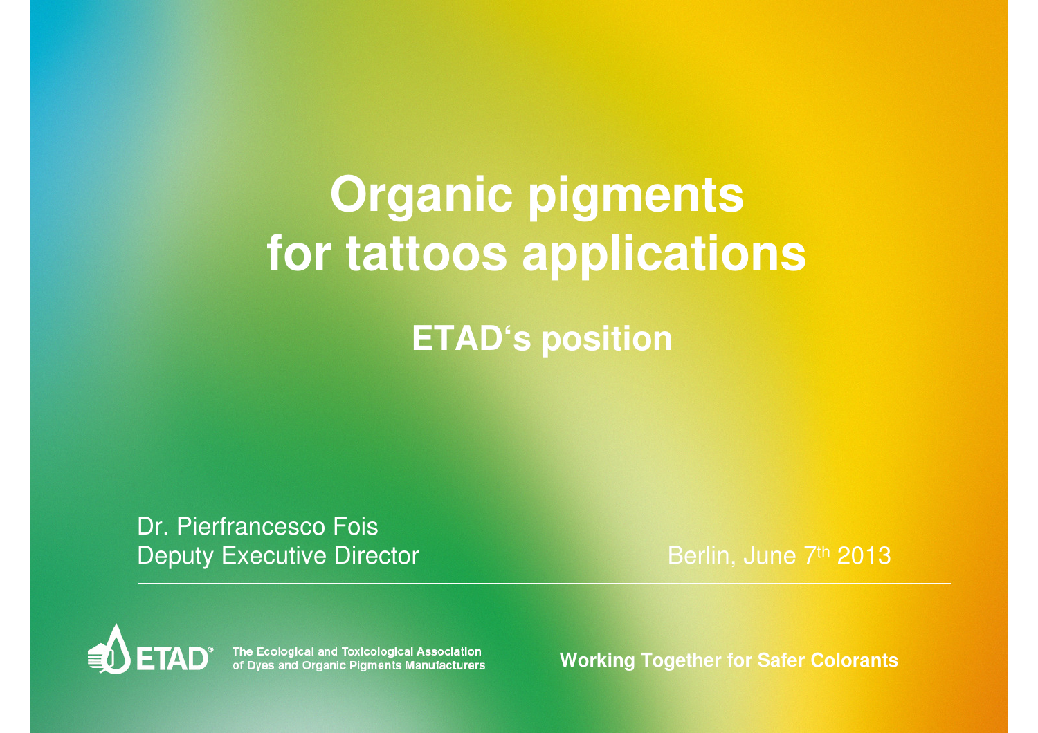# Organic pigments for tattoos applications

## ETAD's position

Dr. Pierfrancesco Fois
Deputy Executive Director

Berlin, June 7th 2013

ETAD®

The Ecological and Toxicological Association of Dyes and Organic Pigments Manufacturers

**Working Together for Safer Colorants**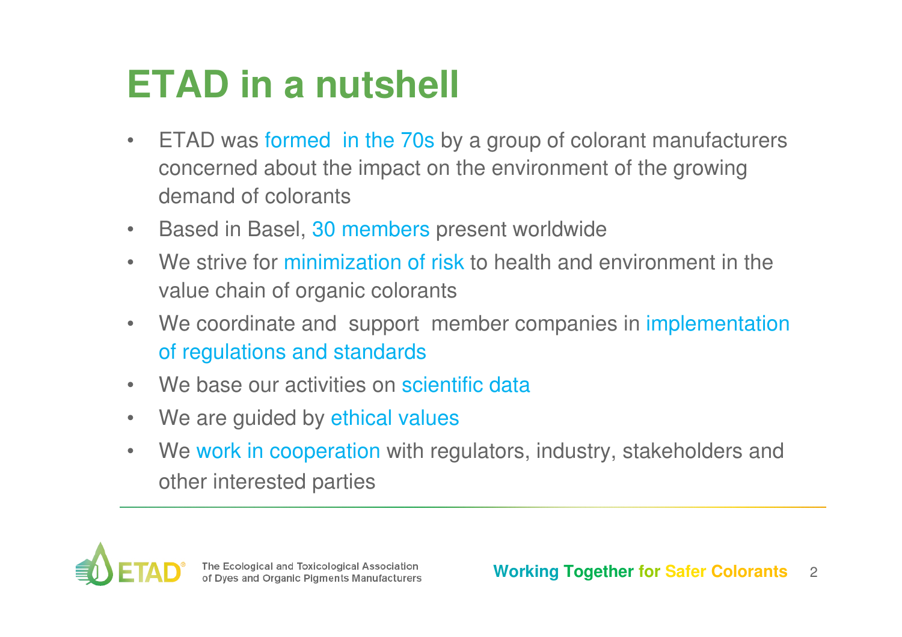# ETAD in a nutshell

- ETAD was formed in the 70s by a group of colorant manufacturers concerned about the impact on the environment of the growing demand of colorants
- Based in Basel, 30 members present worldwide
- We strive for minimization of risk to health and environment in the value chain of organic colorants
- We coordinate and support member companies in implementation of regulations and standards
- We base our activities on scientific data
- We are guided by ethical values
- We work in cooperation with regulators, industry, stakeholders and other interested parties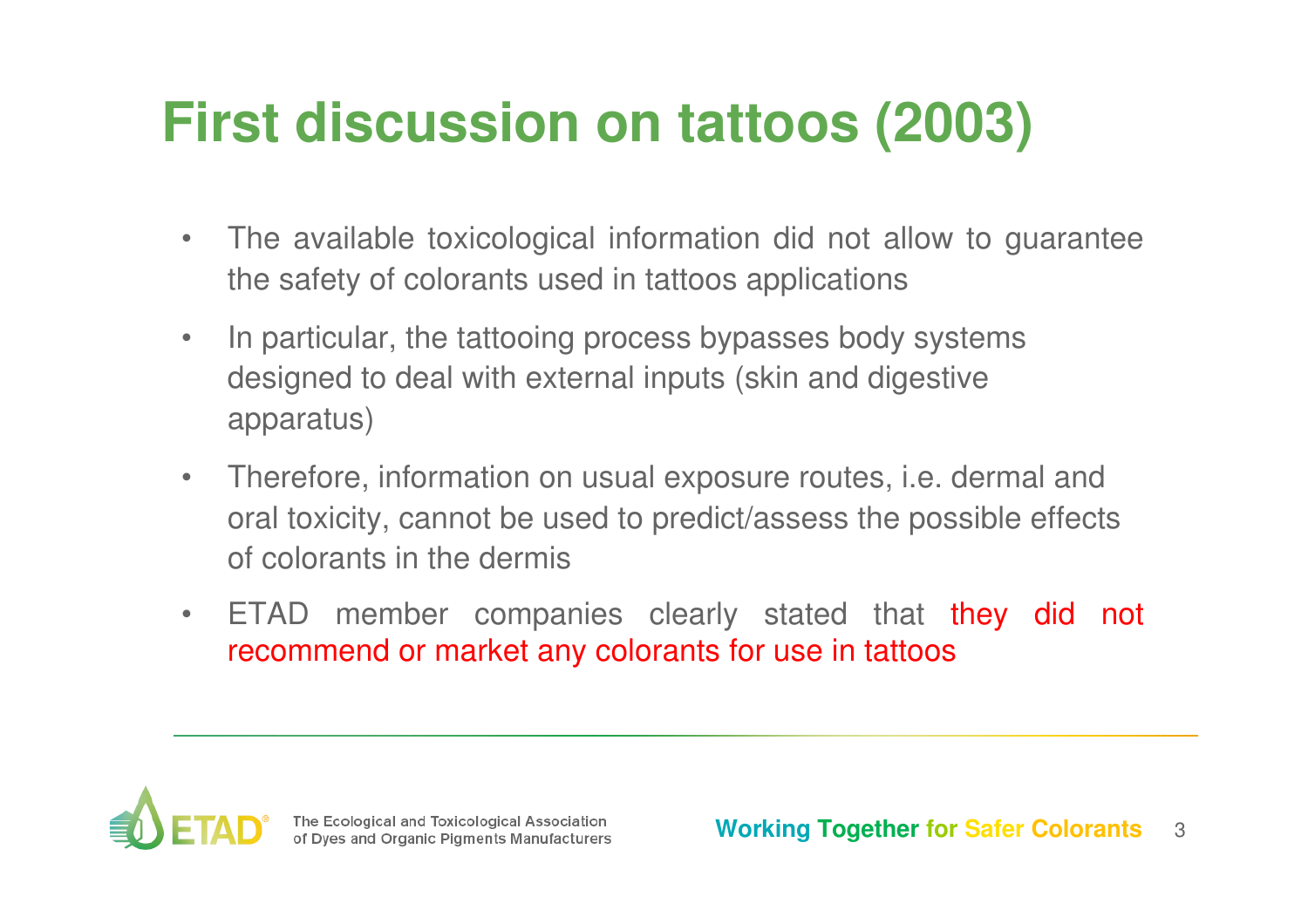# First discussion on tattoos (2003)

- The available toxicological information did not allow to guarantee the safety of colorants used in tattoos applications
- In particular, the tattooing process bypasses body systems designed to deal with external inputs (skin and digestive apparatus)
- Therefore, information on usual exposure routes, i.e. dermal and oral toxicity, cannot be used to predict/assess the possible effects of colorants in the dermis
- ETAD member companies clearly stated that they did not recommend or market any colorants for use in tattoos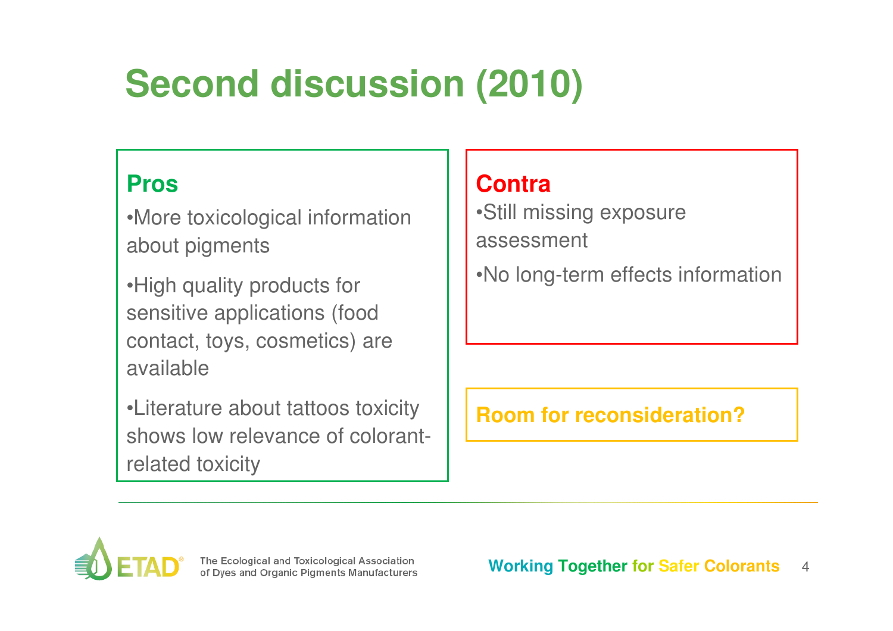# Second discussion (2010)

## Pros

- More toxicological information about pigments
- High quality products for sensitive applications (food contact, toys, cosmetics) are available
- Literature about tattoos toxicity shows low relevance of colorant-related toxicity

## Contra

- Still missing exposure assessment
- No long-term effects information

**Room for reconsideration?**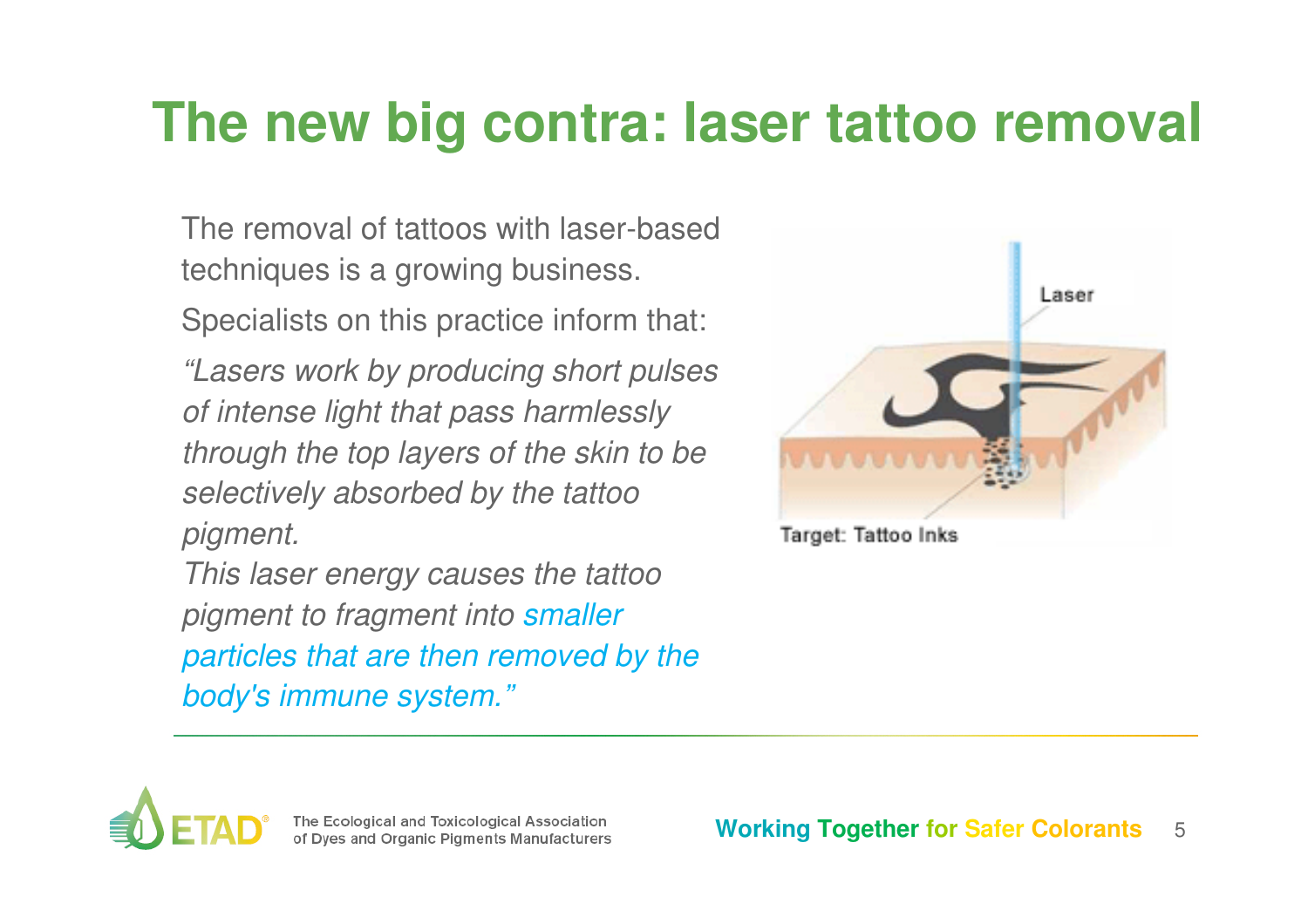# The new big contra: laser tattoo removal

The removal of tattoos with laser-based techniques is a growing business.

Specialists on this practice inform that:

*"Lasers work by producing short pulses of intense light that pass harmlessly through the top layers of the skin to be selectively absorbed by the tattoo pigment.*

*This laser energy causes the tattoo pigment to fragment into smaller particles that are then removed by the body's immune system."*

Laser

Target: Tattoo Inks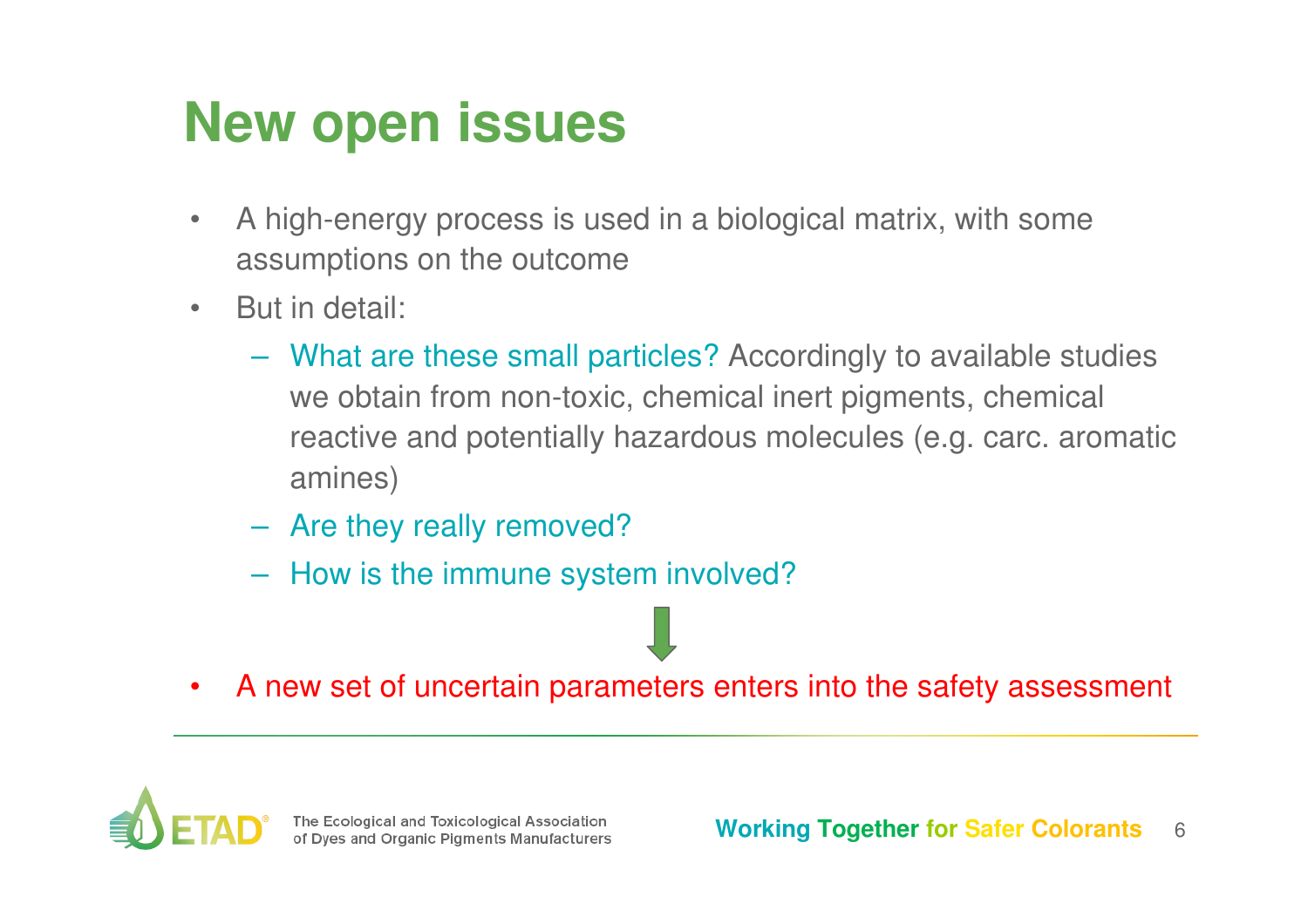# New open issues

- A high-energy process is used in a biological matrix, with some assumptions on the outcome
- But in detail:
  - What are these small particles? Accordingly to available studies we obtain from non-toxic, chemical inert pigments, chemical reactive and potentially hazardous molecules (e.g. carc. aromatic amines)
  - Are they really removed?
  - How is the immune system involved?

- A new set of uncertain parameters enters into the safety assessment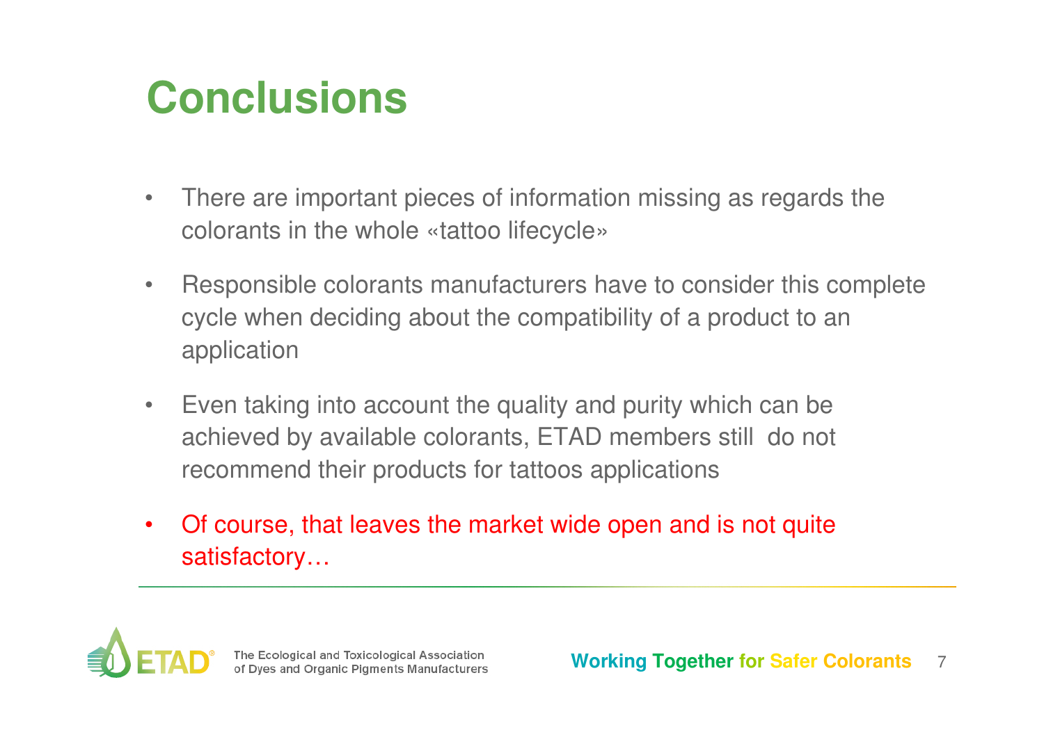# Conclusions

- There are important pieces of information missing as regards the colorants in the whole «tattoo lifecycle»
- Responsible colorants manufacturers have to consider this complete cycle when deciding about the compatibility of a product to an application
- Even taking into account the quality and purity which can be achieved by available colorants, ETAD members still do not recommend their products for tattoos applications
- Of course, that leaves the market wide open and is not quite satisfactory…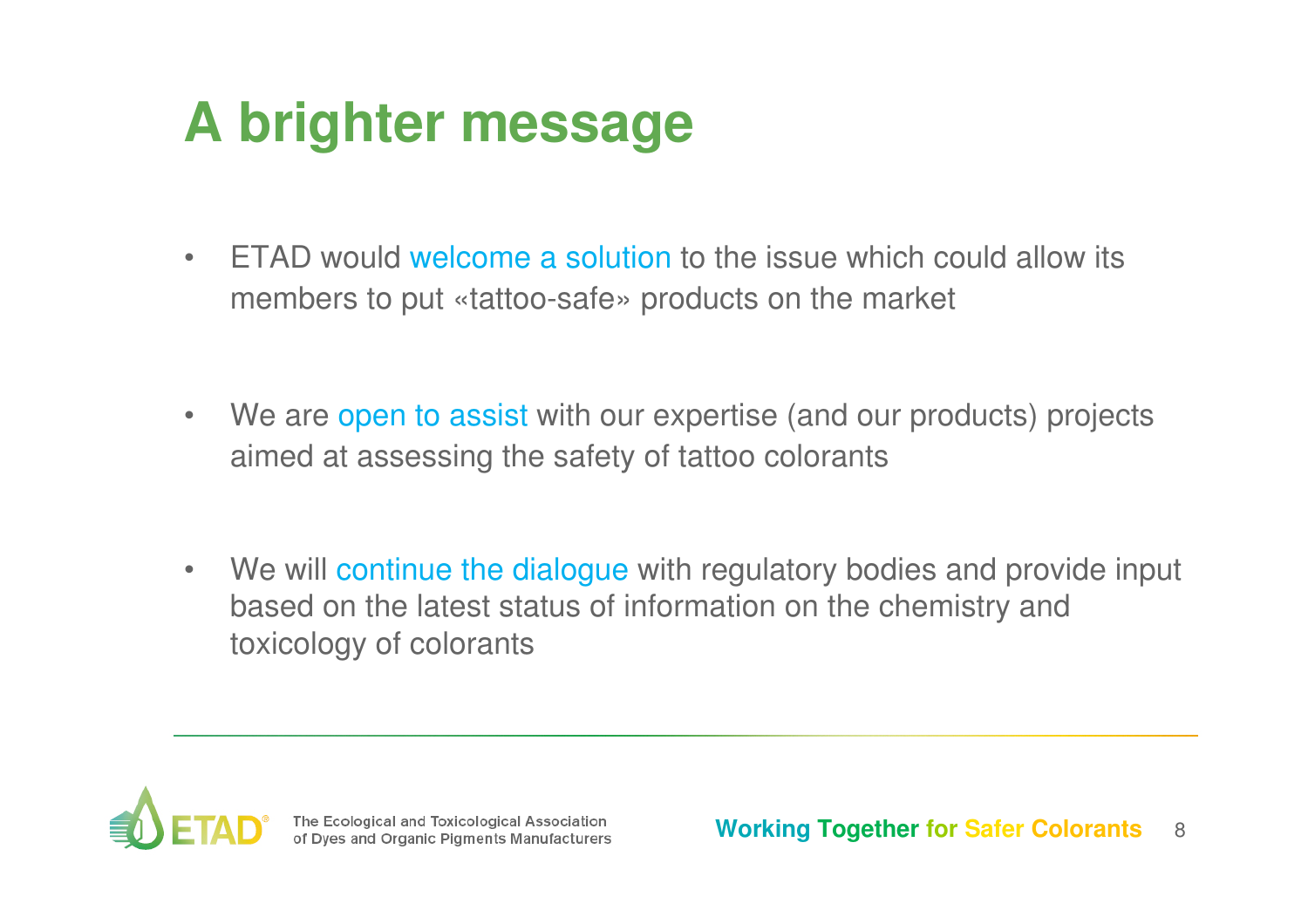# A brighter message

- ETAD would welcome a solution to the issue which could allow its members to put «tattoo-safe» products on the market

- We are open to assist with our expertise (and our products) projects aimed at assessing the safety of tattoo colorants

- We will continue the dialogue with regulatory bodies and provide input based on the latest status of information on the chemistry and toxicology of colorants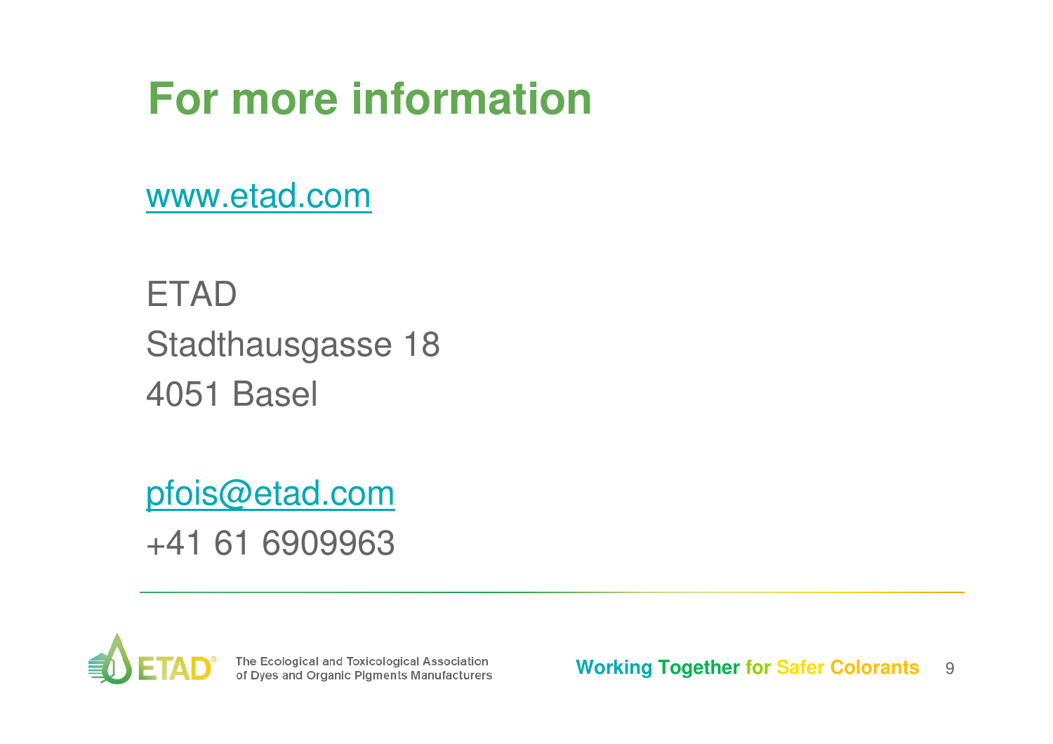# For more information

www.etad.com

ETAD
Stadthausgasse 18
4051 Basel

pfois@etad.com
+41 61 6909963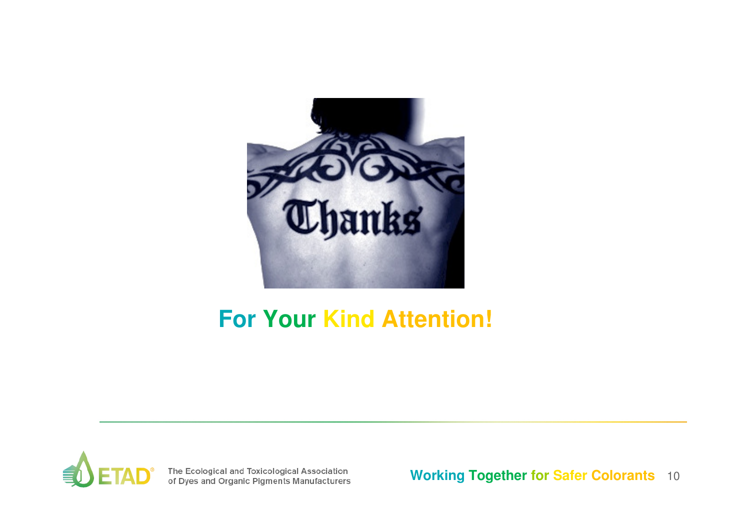For Your Kind Attention!